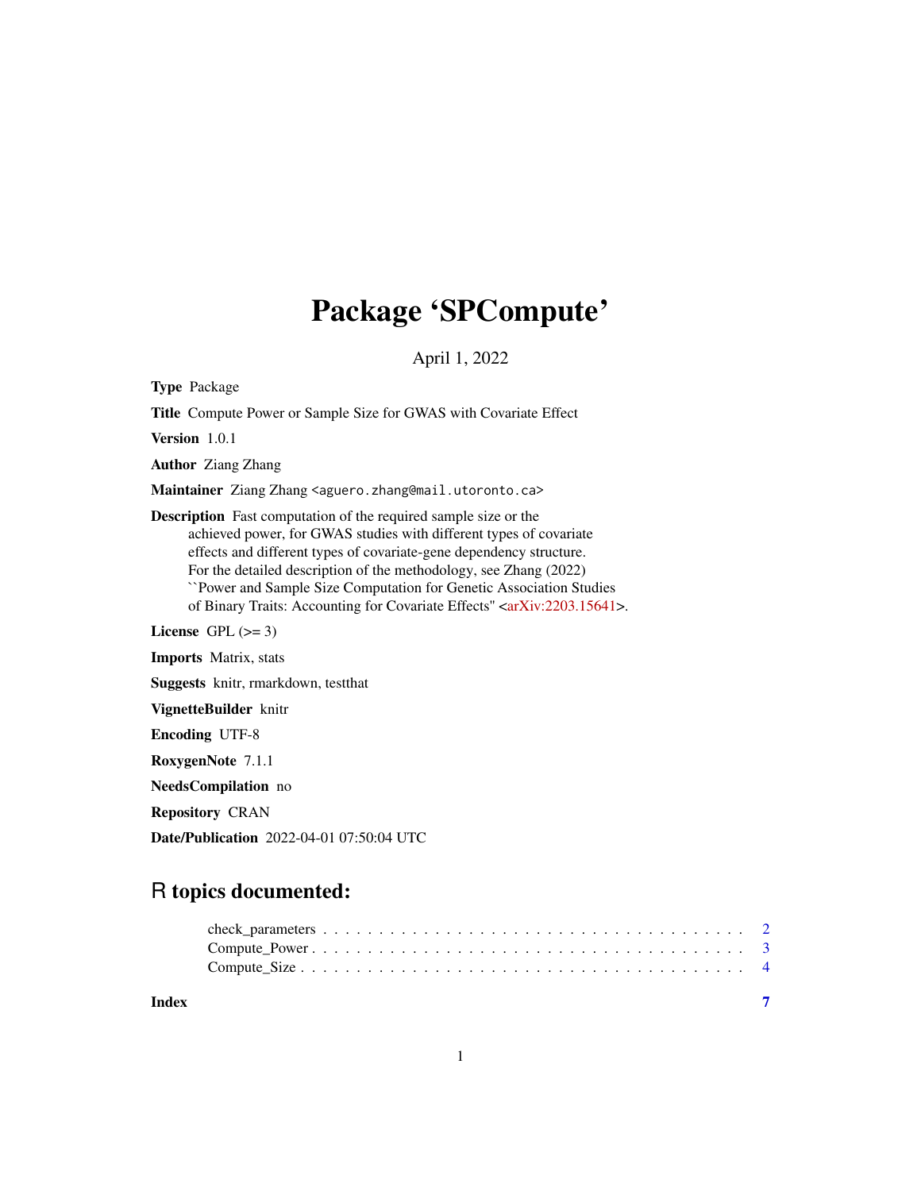# Package 'SPCompute'

April 1, 2022

**Type** Package

**Title** Compute Power or Sample Size for GWAS with Covariate Effect

**Version** 1.0.1

**Author** Ziang Zhang

**Maintainer** Ziang Zhang <aguero.zhang@mail.utoronto.ca>

**Description** Fast computation of the required sample size or the achieved power, for GWAS studies with different types of covariate effects and different types of covariate-gene dependency structure. For the detailed description of the methodology, see Zhang (2022) ``Power and Sample Size Computation for Genetic Association Studies of Binary Traits: Accounting for Covariate Effects'' <arXiv:2203.15641>.

**License** GPL (>= 3)

**Imports** Matrix, stats

**Suggests** knitr, rmarkdown, testthat

**VignetteBuilder** knitr

**Encoding** UTF-8

**RoxygenNote** 7.1.1

**NeedsCompilation** no

**Repository** CRAN

**Date/Publication** 2022-04-01 07:50:04 UTC

## R topics documented:

- check_parameters . . . . . . . . . . . . . . . . . . . . . . . . . . . . . . . . . . 2
- Compute_Power . . . . . . . . . . . . . . . . . . . . . . . . . . . . . . . . . . . 3
- Compute_Size . . . . . . . . . . . . . . . . . . . . . . . . . . . . . . . . . . . . 4

**Index** 7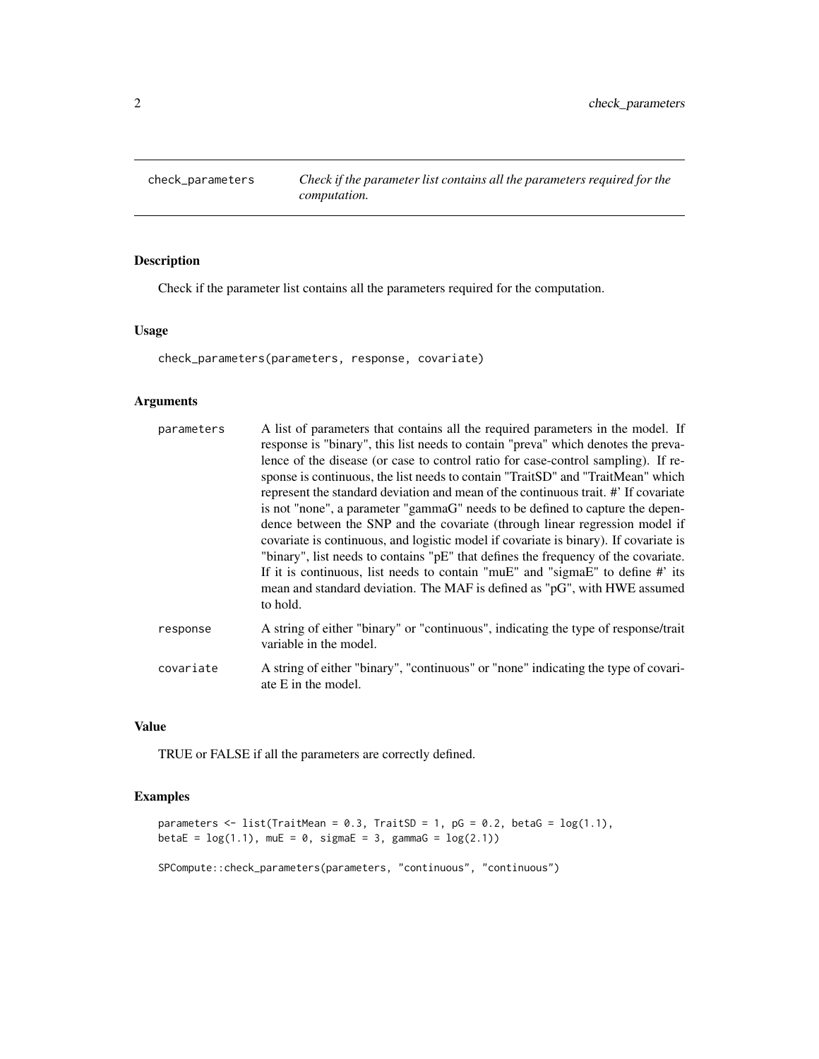# check_parameters

*Check if the parameter list contains all the parameters required for the computation.*

## Description

Check if the parameter list contains all the parameters required for the computation.

## Usage

```
check_parameters(parameters, response, covariate)
```

## Arguments

| | |
|---|---|
| parameters | A list of parameters that contains all the required parameters in the model. If response is "binary", this list needs to contain "preva" which denotes the prevalence of the disease (or case to control ratio for case-control sampling). If response is continuous, the list needs to contain "TraitSD" and "TraitMean" which represent the standard deviation and mean of the continuous trait. #' If covariate is not "none", a parameter "gammaG" needs to be defined to capture the dependence between the SNP and the covariate (through linear regression model if covariate is continuous, and logistic model if covariate is binary). If covariate is "binary", list needs to contains "pE" that defines the frequency of the covariate. If it is continuous, list needs to contain "muE" and "sigmaE" to define #' its mean and standard deviation. The MAF is defined as "pG", with HWE assumed to hold. |
| response | A string of either "binary" or "continuous", indicating the type of response/trait variable in the model. |
| covariate | A string of either "binary", "continuous" or "none" indicating the type of covariate E in the model. |

## Value

TRUE or FALSE if all the parameters are correctly defined.

## Examples

```
parameters <- list(TraitMean = 0.3, TraitSD = 1, pG = 0.2, betaG = log(1.1),
betaE = log(1.1), muE = 0, sigmaE = 3, gammaG = log(2.1))

SPCompute::check_parameters(parameters, "continuous", "continuous")
```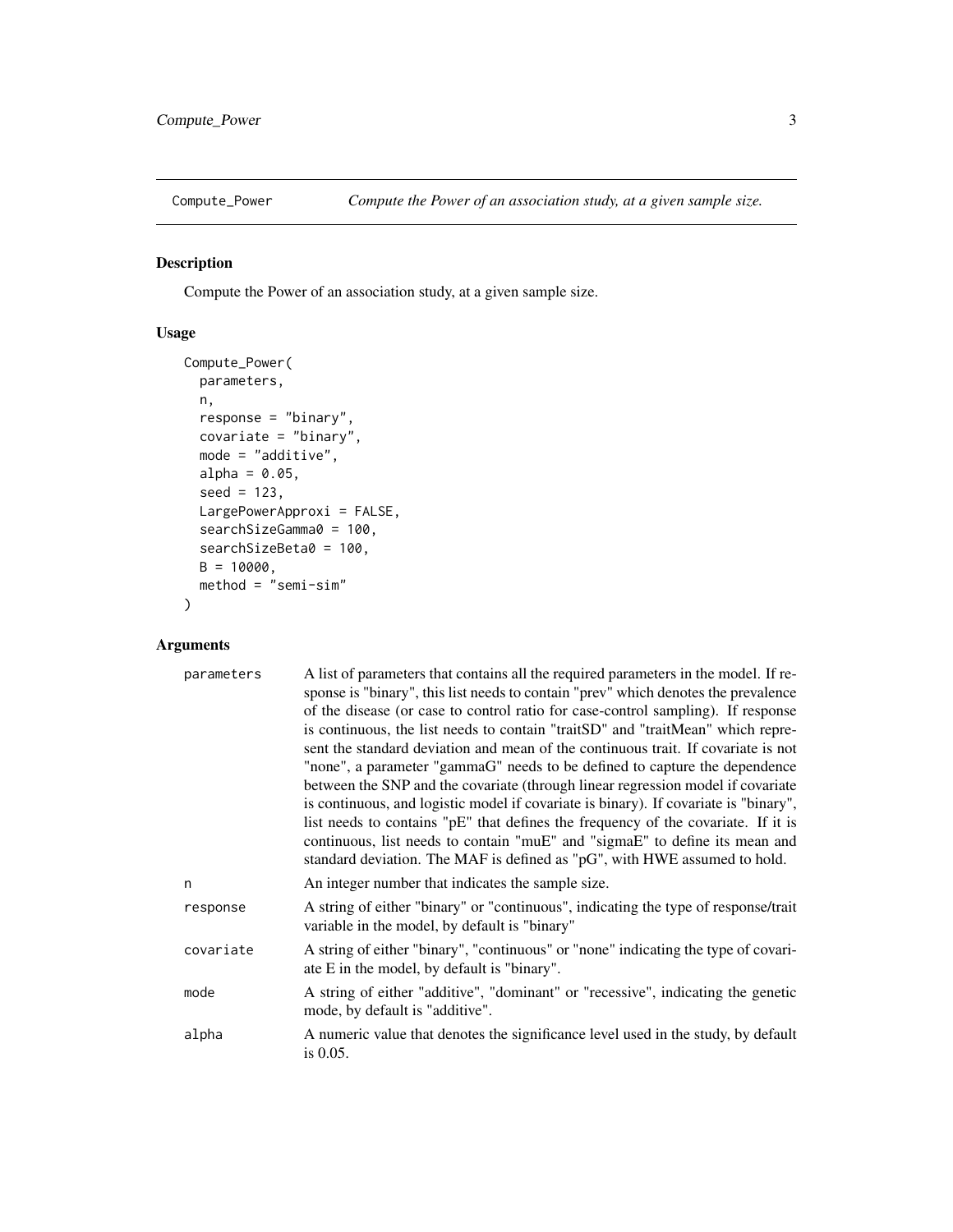# Compute_Power — *Compute the Power of an association study, at a given sample size.*

## Description

Compute the Power of an association study, at a given sample size.

## Usage

```
Compute_Power(
  parameters,
  n,
  response = "binary",
  covariate = "binary",
  mode = "additive",
  alpha = 0.05,
  seed = 123,
  LargePowerApproxi = FALSE,
  searchSizeGamma0 = 100,
  searchSizeBeta0 = 100,
  B = 10000,
  method = "semi-sim"
)
```

## Arguments

| | |
|---|---|
| parameters | A list of parameters that contains all the required parameters in the model. If response is "binary", this list needs to contain "prev" which denotes the prevalence of the disease (or case to control ratio for case-control sampling). If response is continuous, the list needs to contain "traitSD" and "traitMean" which represent the standard deviation and mean of the continuous trait. If covariate is not "none", a parameter "gammaG" needs to be defined to capture the dependence between the SNP and the covariate (through linear regression model if covariate is continuous, and logistic model if covariate is binary). If covariate is "binary", list needs to contains "pE" that defines the frequency of the covariate. If it is continuous, list needs to contain "muE" and "sigmaE" to define its mean and standard deviation. The MAF is defined as "pG", with HWE assumed to hold. |
| n | An integer number that indicates the sample size. |
| response | A string of either "binary" or "continuous", indicating the type of response/trait variable in the model, by default is "binary" |
| covariate | A string of either "binary", "continuous" or "none" indicating the type of covariate E in the model, by default is "binary". |
| mode | A string of either "additive", "dominant" or "recessive", indicating the genetic mode, by default is "additive". |
| alpha | A numeric value that denotes the significance level used in the study, by default is 0.05. |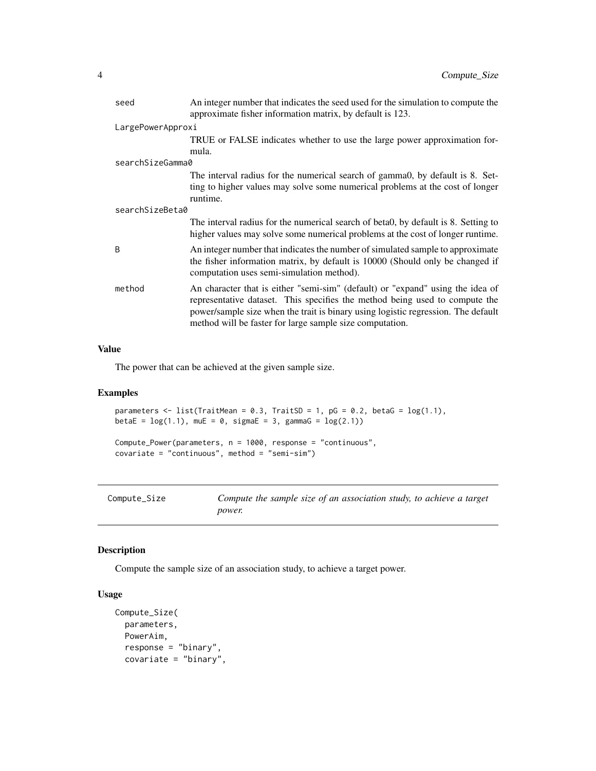| | |
|---|---|
| seed | An integer number that indicates the seed used for the simulation to compute the approximate fisher information matrix, by default is 123. |
| LargePowerApproxi | TRUE or FALSE indicates whether to use the large power approximation formula. |
| searchSizeGamma0 | The interval radius for the numerical search of gamma0, by default is 8. Setting to higher values may solve some numerical problems at the cost of longer runtime. |
| searchSizeBeta0 | The interval radius for the numerical search of beta0, by default is 8. Setting to higher values may solve some numerical problems at the cost of longer runtime. |
| B | An integer number that indicates the number of simulated sample to approximate the fisher information matrix, by default is 10000 (Should only be changed if computation uses semi-simulation method). |
| method | An character that is either "semi-sim" (default) or "expand" using the idea of representative dataset. This specifies the method being used to compute the power/sample size when the trait is binary using logistic regression. The default method will be faster for large sample size computation. |

### Value

The power that can be achieved at the given sample size.

### Examples

```
parameters <- list(TraitMean = 0.3, TraitSD = 1, pG = 0.2, betaG = log(1.1),
betaE = log(1.1), muE = 0, sigmaE = 3, gammaG = log(2.1))

Compute_Power(parameters, n = 1000, response = "continuous",
covariate = "continuous", method = "semi-sim")
```

## Compute_Size — *Compute the sample size of an association study, to achieve a target power.*

### Description

Compute the sample size of an association study, to achieve a target power.

### Usage

```
Compute_Size(
  parameters,
  PowerAim,
  response = "binary",
  covariate = "binary",
```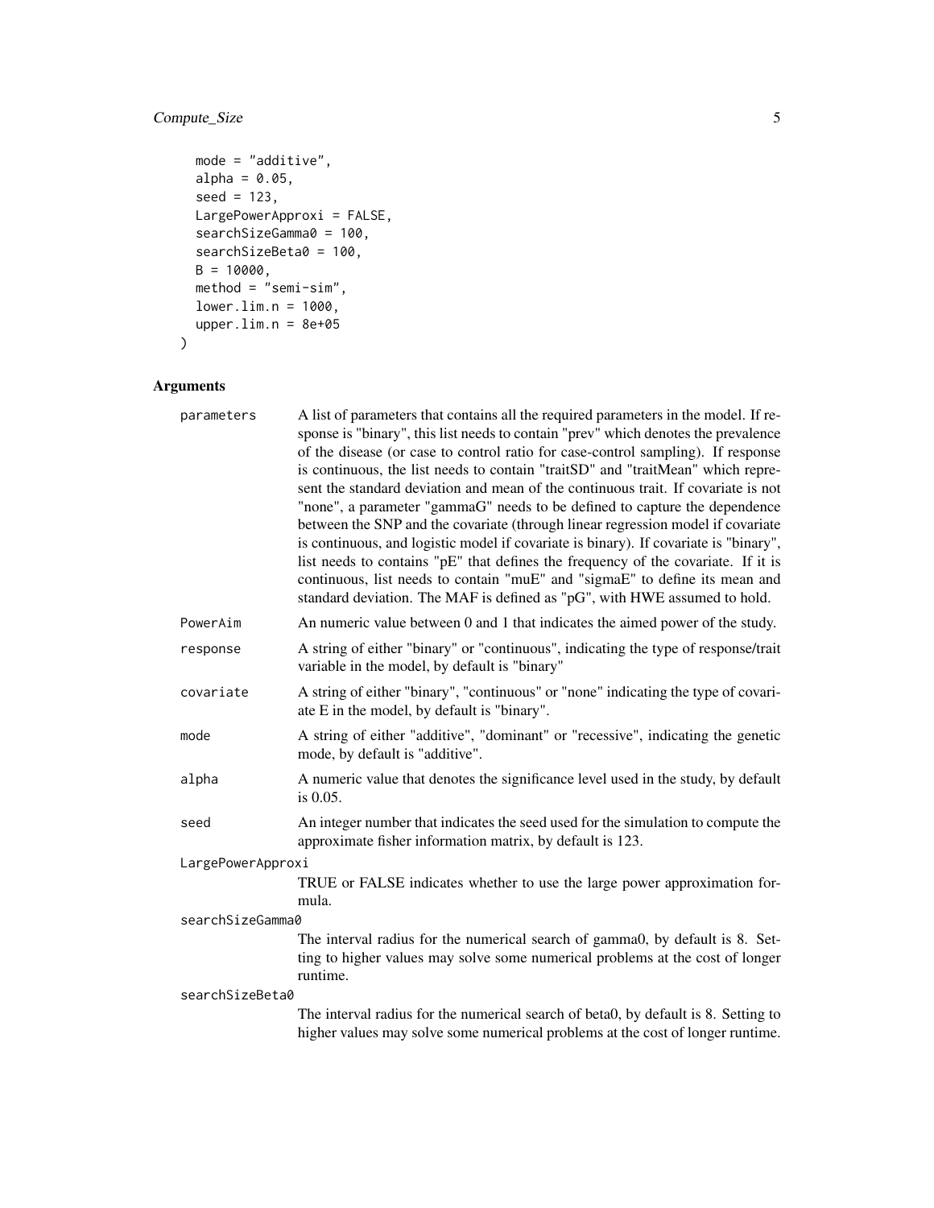```
  mode = "additive",
  alpha = 0.05,
  seed = 123,
  LargePowerApproxi = FALSE,
  searchSizeGamma0 = 100,
  searchSizeBeta0 = 100,
  B = 10000,
  method = "semi-sim",
  lower.lim.n = 1000,
  upper.lim.n = 8e+05
)
```

## Arguments

**parameters**
A list of parameters that contains all the required parameters in the model. If response is "binary", this list needs to contain "prev" which denotes the prevalence of the disease (or case to control ratio for case-control sampling). If response is continuous, the list needs to contain "traitSD" and "traitMean" which represent the standard deviation and mean of the continuous trait. If covariate is not "none", a parameter "gammaG" needs to be defined to capture the dependence between the SNP and the covariate (through linear regression model if covariate is continuous, and logistic model if covariate is binary). If covariate is "binary", list needs to contains "pE" that defines the frequency of the covariate. If it is continuous, list needs to contain "muE" and "sigmaE" to define its mean and standard deviation. The MAF is defined as "pG", with HWE assumed to hold.

**PowerAim**
An numeric value between 0 and 1 that indicates the aimed power of the study.

**response**
A string of either "binary" or "continuous", indicating the type of response/trait variable in the model, by default is "binary"

**covariate**
A string of either "binary", "continuous" or "none" indicating the type of covariate E in the model, by default is "binary".

**mode**
A string of either "additive", "dominant" or "recessive", indicating the genetic mode, by default is "additive".

**alpha**
A numeric value that denotes the significance level used in the study, by default is 0.05.

**seed**
An integer number that indicates the seed used for the simulation to compute the approximate fisher information matrix, by default is 123.

**LargePowerApproxi**
TRUE or FALSE indicates whether to use the large power approximation formula.

**searchSizeGamma0**
The interval radius for the numerical search of gamma0, by default is 8. Setting to higher values may solve some numerical problems at the cost of longer runtime.

**searchSizeBeta0**
The interval radius for the numerical search of beta0, by default is 8. Setting to higher values may solve some numerical problems at the cost of longer runtime.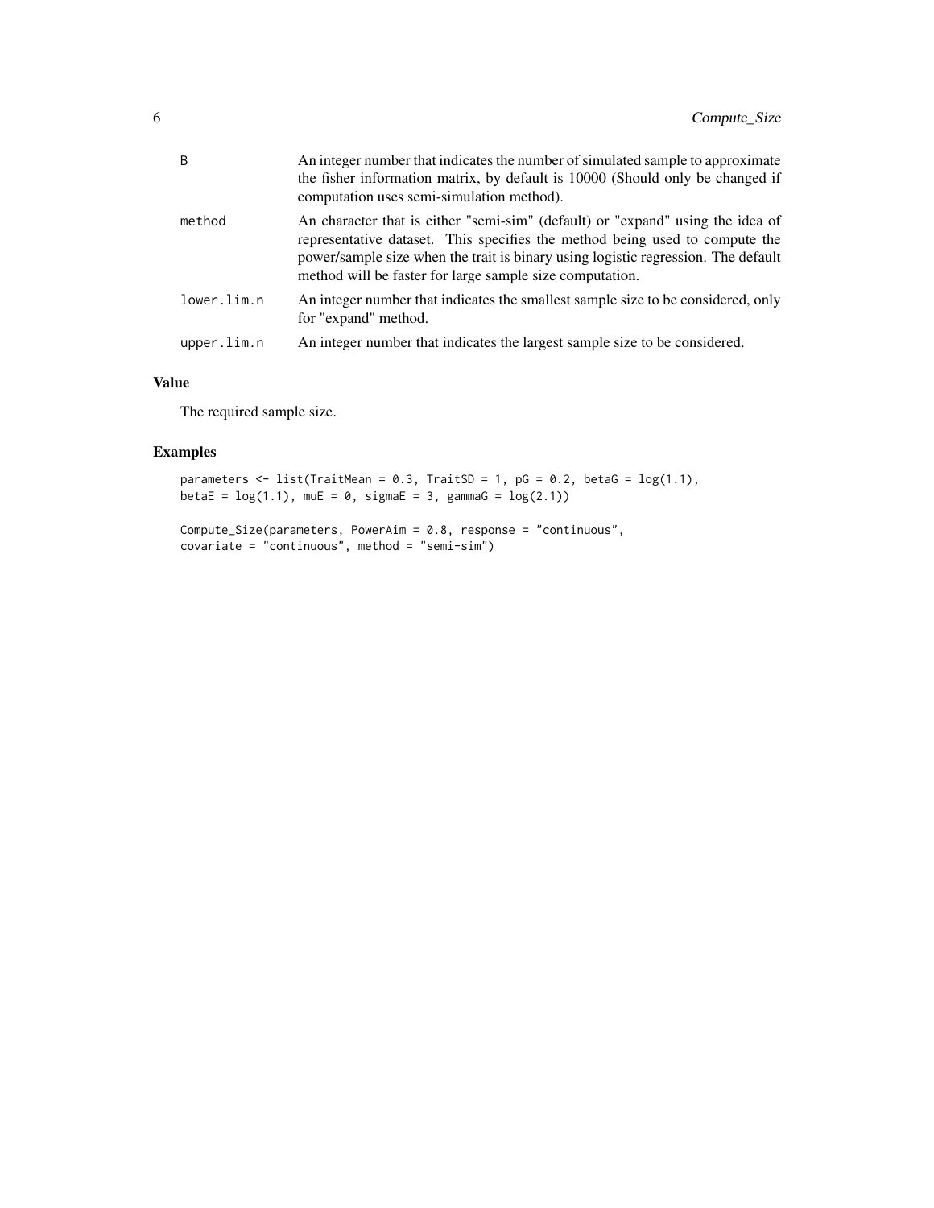| | |
|---|---|
| B | An integer number that indicates the number of simulated sample to approximate the fisher information matrix, by default is 10000 (Should only be changed if computation uses semi-simulation method). |
| method | An character that is either "semi-sim" (default) or "expand" using the idea of representative dataset. This specifies the method being used to compute the power/sample size when the trait is binary using logistic regression. The default method will be faster for large sample size computation. |
| lower.lim.n | An integer number that indicates the smallest sample size to be considered, only for "expand" method. |
| upper.lim.n | An integer number that indicates the largest sample size to be considered. |

## Value

The required sample size.

## Examples

```
parameters <- list(TraitMean = 0.3, TraitSD = 1, pG = 0.2, betaG = log(1.1),
betaE = log(1.1), muE = 0, sigmaE = 3, gammaG = log(2.1))

Compute_Size(parameters, PowerAim = 0.8, response = "continuous",
covariate = "continuous", method = "semi-sim")
```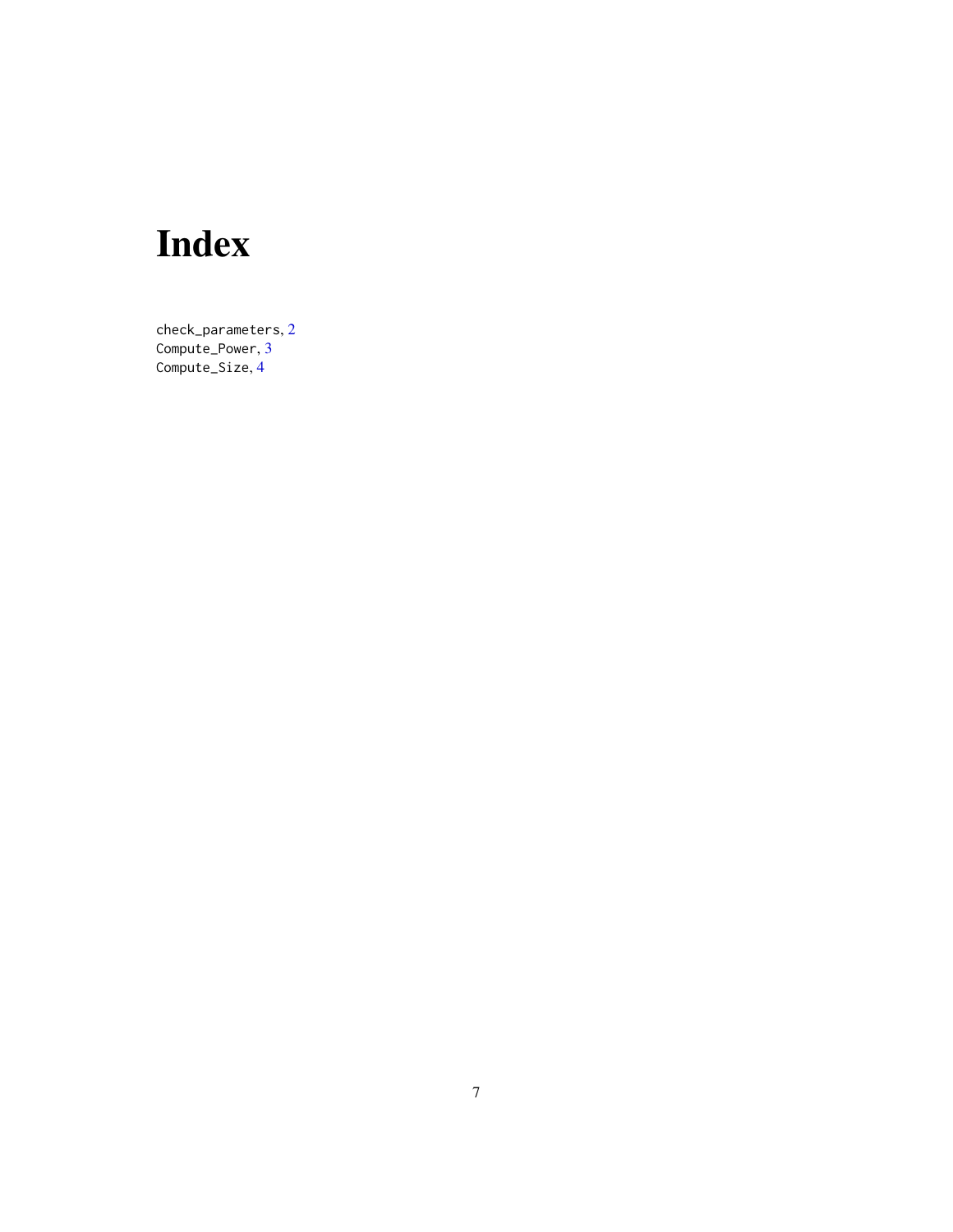# Index

check_parameters, 2
Compute_Power, 3
Compute_Size, 4